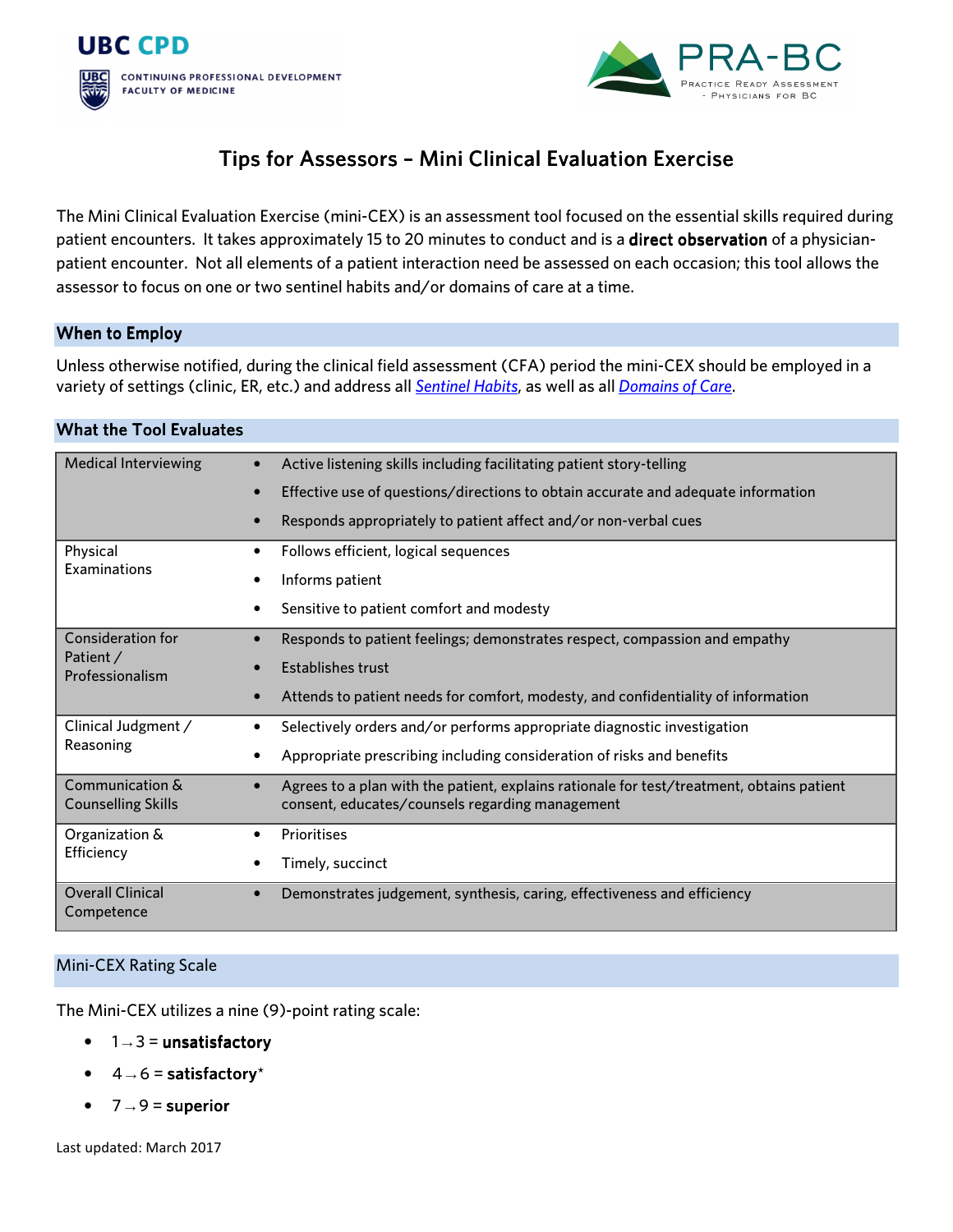UBC CPD
CONTINUING PROFESSIONAL DEVELOPMENT
FACULTY OF MEDICINE

PRA-BC
Practice Ready Assessment - Physicians for BC

# Tips for Assessors – Mini Clinical Evaluation Exercise

The Mini Clinical Evaluation Exercise (mini-CEX) is an assessment tool focused on the essential skills required during patient encounters. It takes approximately 15 to 20 minutes to conduct and is a **direct observation** of a physician-patient encounter. Not all elements of a patient interaction need be assessed on each occasion; this tool allows the assessor to focus on one or two sentinel habits and/or domains of care at a time.

## When to Employ

Unless otherwise notified, during the clinical field assessment (CFA) period the mini-CEX should be employed in a variety of settings (clinic, ER, etc.) and address all *Sentinel Habits*, as well as all *Domains of Care*.

## What the Tool Evaluates

| Area | Criteria |
|---|---|
| Medical Interviewing | • Active listening skills including facilitating patient story-telling<br>• Effective use of questions/directions to obtain accurate and adequate information<br>• Responds appropriately to patient affect and/or non-verbal cues |
| Physical Examinations | • Follows efficient, logical sequences<br>• Informs patient<br>• Sensitive to patient comfort and modesty |
| Consideration for Patient / Professionalism | • Responds to patient feelings; demonstrates respect, compassion and empathy<br>• Establishes trust<br>• Attends to patient needs for comfort, modesty, and confidentiality of information |
| Clinical Judgment / Reasoning | • Selectively orders and/or performs appropriate diagnostic investigation<br>• Appropriate prescribing including consideration of risks and benefits |
| Communication & Counselling Skills | • Agrees to a plan with the patient, explains rationale for test/treatment, obtains patient consent, educates/counsels regarding management |
| Organization & Efficiency | • Prioritises<br>• Timely, succinct |
| Overall Clinical Competence | • Demonstrates judgement, synthesis, caring, effectiveness and efficiency |

## Mini-CEX Rating Scale

The Mini-CEX utilizes a nine (9)-point rating scale:

- 1 → 3 = **unsatisfactory**
- 4 → 6 = **satisfactory***
- 7 → 9 = **superior**

Last updated: March 2017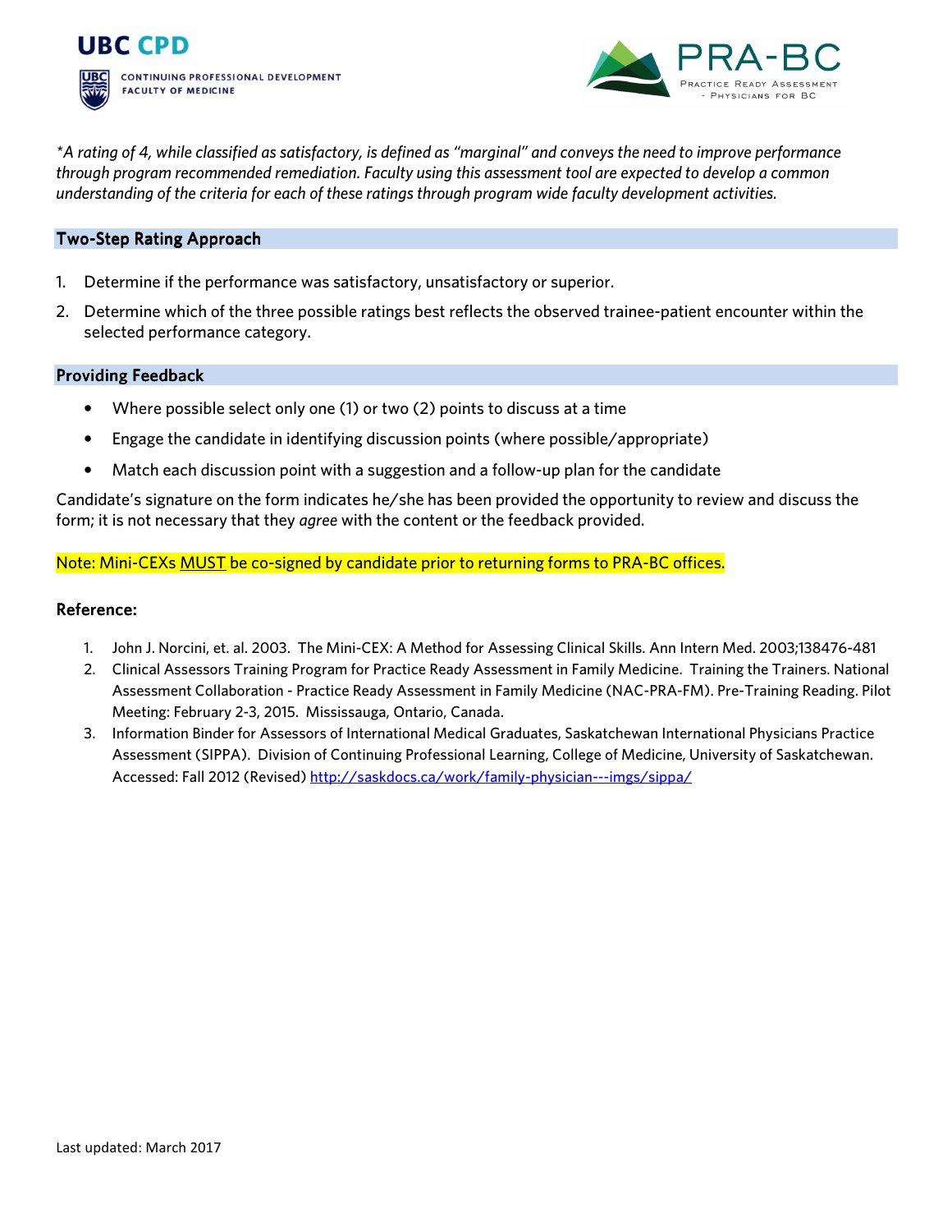*\*A rating of 4, while classified as satisfactory, is defined as "marginal" and conveys the need to improve performance through program recommended remediation. Faculty using this assessment tool are expected to develop a common understanding of the criteria for each of these ratings through program wide faculty development activities.*

## Two-Step Rating Approach

1. Determine if the performance was satisfactory, unsatisfactory or superior.
2. Determine which of the three possible ratings best reflects the observed trainee-patient encounter within the selected performance category.

## Providing Feedback

- Where possible select only one (1) or two (2) points to discuss at a time
- Engage the candidate in identifying discussion points (where possible/appropriate)
- Match each discussion point with a suggestion and a follow-up plan for the candidate

Candidate's signature on the form indicates he/she has been provided the opportunity to review and discuss the form; it is not necessary that they *agree* with the content or the feedback provided.

Note: Mini-CEXs MUST be co-signed by candidate prior to returning forms to PRA-BC offices.

### Reference:

1. John J. Norcini, et. al. 2003. The Mini-CEX: A Method for Assessing Clinical Skills. Ann Intern Med. 2003;138476-481
2. Clinical Assessors Training Program for Practice Ready Assessment in Family Medicine. Training the Trainers. National Assessment Collaboration - Practice Ready Assessment in Family Medicine (NAC-PRA-FM). Pre-Training Reading. Pilot Meeting: February 2-3, 2015. Mississauga, Ontario, Canada.
3. Information Binder for Assessors of International Medical Graduates, Saskatchewan International Physicians Practice Assessment (SIPPA). Division of Continuing Professional Learning, College of Medicine, University of Saskatchewan. Accessed: Fall 2012 (Revised) http://saskdocs.ca/work/family-physician---imgs/sippa/

Last updated: March 2017